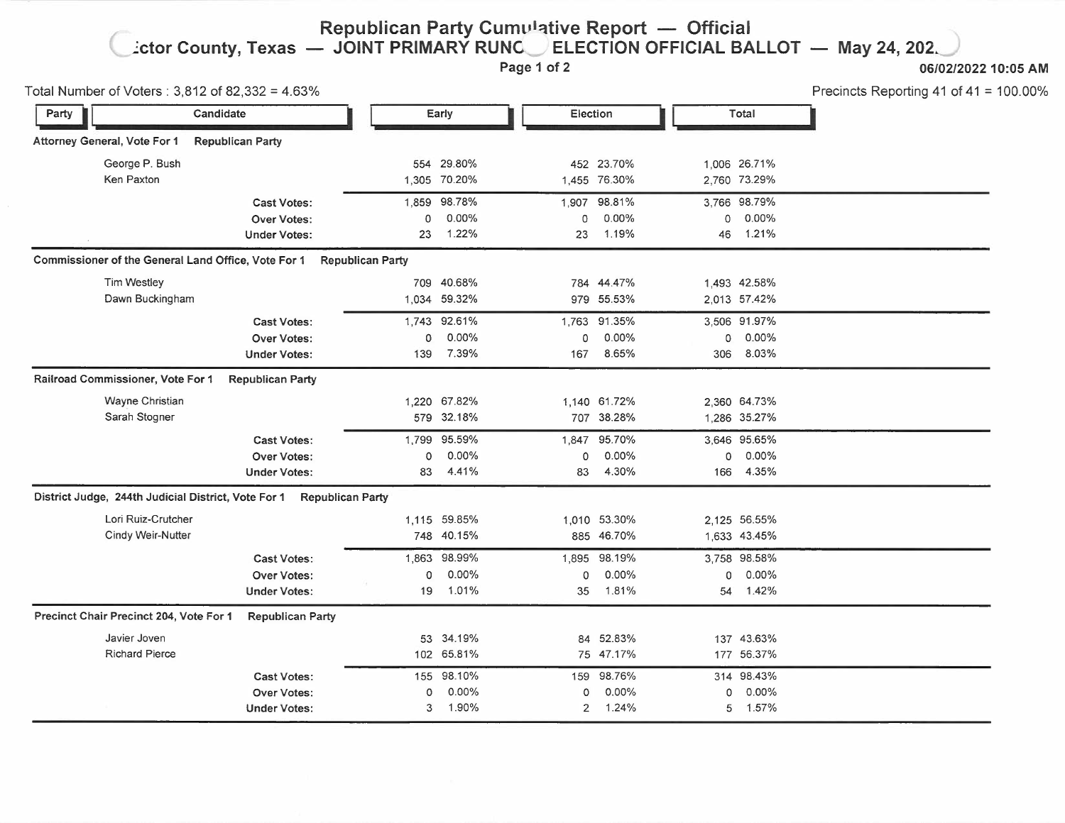# Republican Party Cumulative Report — Official

## Ector County, Texas — JOINT PRIMARY RUNOFF ELECTION OFFICIAL BALLOT — May 24, 2022

06/02/2022 10:05 AM

Total Number of Voters : 3,812 of 82,332 = 4.63%

Precincts Reporting 41 of 41 = 100.00%

| Party | Candidate | Early | | Election | | Total | |
|---|---|---|---|---|---|---|---|
| **Attorney General, Vote For 1** | **Republican Party** | | | | | | |
| | George P. Bush | 554 | 29.80% | 452 | 23.70% | 1,006 | 26.71% |
| | Ken Paxton | 1,305 | 70.20% | 1,455 | 76.30% | 2,760 | 73.29% |
| | **Cast Votes:** | 1,859 | 98.78% | 1,907 | 98.81% | 3,766 | 98.79% |
| | **Over Votes:** | 0 | 0.00% | 0 | 0.00% | 0 | 0.00% |
| | **Under Votes:** | 23 | 1.22% | 23 | 1.19% | 46 | 1.21% |
| **Commissioner of the General Land Office, Vote For 1** | **Republican Party** | | | | | | |
| | Tim Westley | 709 | 40.68% | 784 | 44.47% | 1,493 | 42.58% |
| | Dawn Buckingham | 1,034 | 59.32% | 979 | 55.53% | 2,013 | 57.42% |
| | **Cast Votes:** | 1,743 | 92.61% | 1,763 | 91.35% | 3,506 | 91.97% |
| | **Over Votes:** | 0 | 0.00% | 0 | 0.00% | 0 | 0.00% |
| | **Under Votes:** | 139 | 7.39% | 167 | 8.65% | 306 | 8.03% |
| **Railroad Commissioner, Vote For 1** | **Republican Party** | | | | | | |
| | Wayne Christian | 1,220 | 67.82% | 1,140 | 61.72% | 2,360 | 64.73% |
| | Sarah Stogner | 579 | 32.18% | 707 | 38.28% | 1,286 | 35.27% |
| | **Cast Votes:** | 1,799 | 95.59% | 1,847 | 95.70% | 3,646 | 95.65% |
| | **Over Votes:** | 0 | 0.00% | 0 | 0.00% | 0 | 0.00% |
| | **Under Votes:** | 83 | 4.41% | 83 | 4.30% | 166 | 4.35% |
| **District Judge, 244th Judicial District, Vote For 1** | **Republican Party** | | | | | | |
| | Lori Ruiz-Crutcher | 1,115 | 59.85% | 1,010 | 53.30% | 2,125 | 56.55% |
| | Cindy Weir-Nutter | 748 | 40.15% | 885 | 46.70% | 1,633 | 43.45% |
| | **Cast Votes:** | 1,863 | 98.99% | 1,895 | 98.19% | 3,758 | 98.58% |
| | **Over Votes:** | 0 | 0.00% | 0 | 0.00% | 0 | 0.00% |
| | **Under Votes:** | 19 | 1.01% | 35 | 1.81% | 54 | 1.42% |
| **Precinct Chair Precinct 204, Vote For 1** | **Republican Party** | | | | | | |
| | Javier Joven | 53 | 34.19% | 84 | 52.83% | 137 | 43.63% |
| | Richard Pierce | 102 | 65.81% | 75 | 47.17% | 177 | 56.37% |
| | **Cast Votes:** | 155 | 98.10% | 159 | 98.76% | 314 | 98.43% |
| | **Over Votes:** | 0 | 0.00% | 0 | 0.00% | 0 | 0.00% |
| | **Under Votes:** | 3 | 1.90% | 2 | 1.24% | 5 | 1.57% |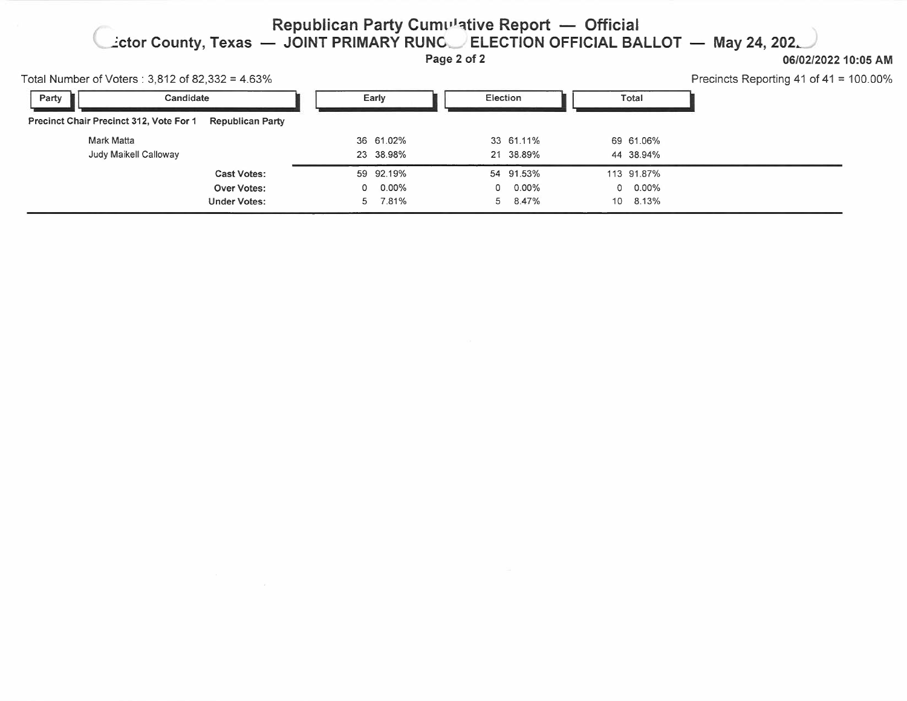# Republican Party Cumulative Report — Official

## Ector County, Texas — JOINT PRIMARY RUNOFF ELECTION OFFICIAL BALLOT — May 24, 2022

06/02/2022 10:05 AM

Total Number of Voters : 3,812 of 82,332 = 4.63%

Precincts Reporting 41 of 41 = 100.00%

| Party | Candidate | Early | | Election | | Total | |
|---|---|---|---|---|---|---|---|
| **Precinct Chair Precinct 312, Vote For 1** | **Republican Party** | | | | | | |
| | Mark Matta | 36 | 61.02% | 33 | 61.11% | 69 | 61.06% |
| | Judy Maikell Calloway | 23 | 38.98% | 21 | 38.89% | 44 | 38.94% |
| | **Cast Votes:** | 59 | 92.19% | 54 | 91.53% | 113 | 91.87% |
| | **Over Votes:** | 0 | 0.00% | 0 | 0.00% | 0 | 0.00% |
| | **Under Votes:** | 5 | 7.81% | 5 | 8.47% | 10 | 8.13% |